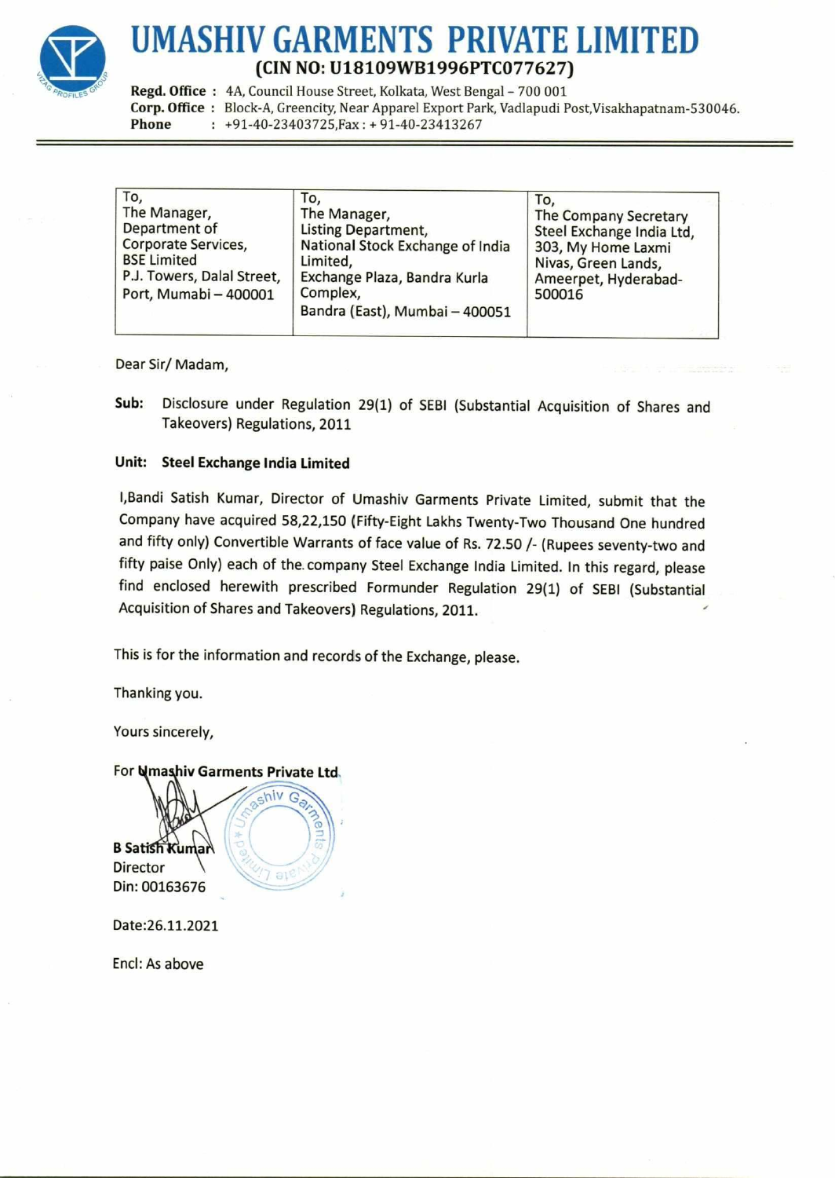# UMASHIV GARMENTS PRIVATE LIMITED

**(CIN NO: U18109WB1996PTC077627)**

**Regd. Office :** 4A, Council House Street, Kolkata, West Bengal – 700 001
**Corp. Office :** Block-A, Greencity, Near Apparel Export Park, Vadlapudi Post,Visakhapatnam-530046.
**Phone :** +91-40-23403725,Fax : + 91-40-23413267

| To,<br>The Manager,<br>Department of Corporate Services,<br>BSE Limited<br>P.J. Towers, Dalal Street,<br>Port, Mumabi – 400001 | To,<br>The Manager,<br>Listing Department,<br>National Stock Exchange of India Limited,<br>Exchange Plaza, Bandra Kurla Complex,<br>Bandra (East), Mumbai – 400051 | To,<br>The Company Secretary<br>Steel Exchange India Ltd,<br>303, My Home Laxmi Nivas, Green Lands,<br>Ameerpet, Hyderabad-500016 |
|---|---|---|

Dear Sir/ Madam,

**Sub:** Disclosure under Regulation 29(1) of SEBI (Substantial Acquisition of Shares and Takeovers) Regulations, 2011

**Unit: Steel Exchange India Limited**

I,Bandi Satish Kumar, Director of Umashiv Garments Private Limited, submit that the Company have acquired 58,22,150 (Fifty-Eight Lakhs Twenty-Two Thousand One hundred and fifty only) Convertible Warrants of face value of Rs. 72.50 /- (Rupees seventy-two and fifty paise Only) each of the company Steel Exchange India Limited. In this regard, please find enclosed herewith prescribed Formunder Regulation 29(1) of SEBI (Substantial Acquisition of Shares and Takeovers) Regulations, 2011.

This is for the information and records of the Exchange, please.

Thanking you.

Yours sincerely,

**For Umashiv Garments Private Ltd**

**B Satish Kumar**
Director
Din: 00163676

Date:26.11.2021

Encl: As above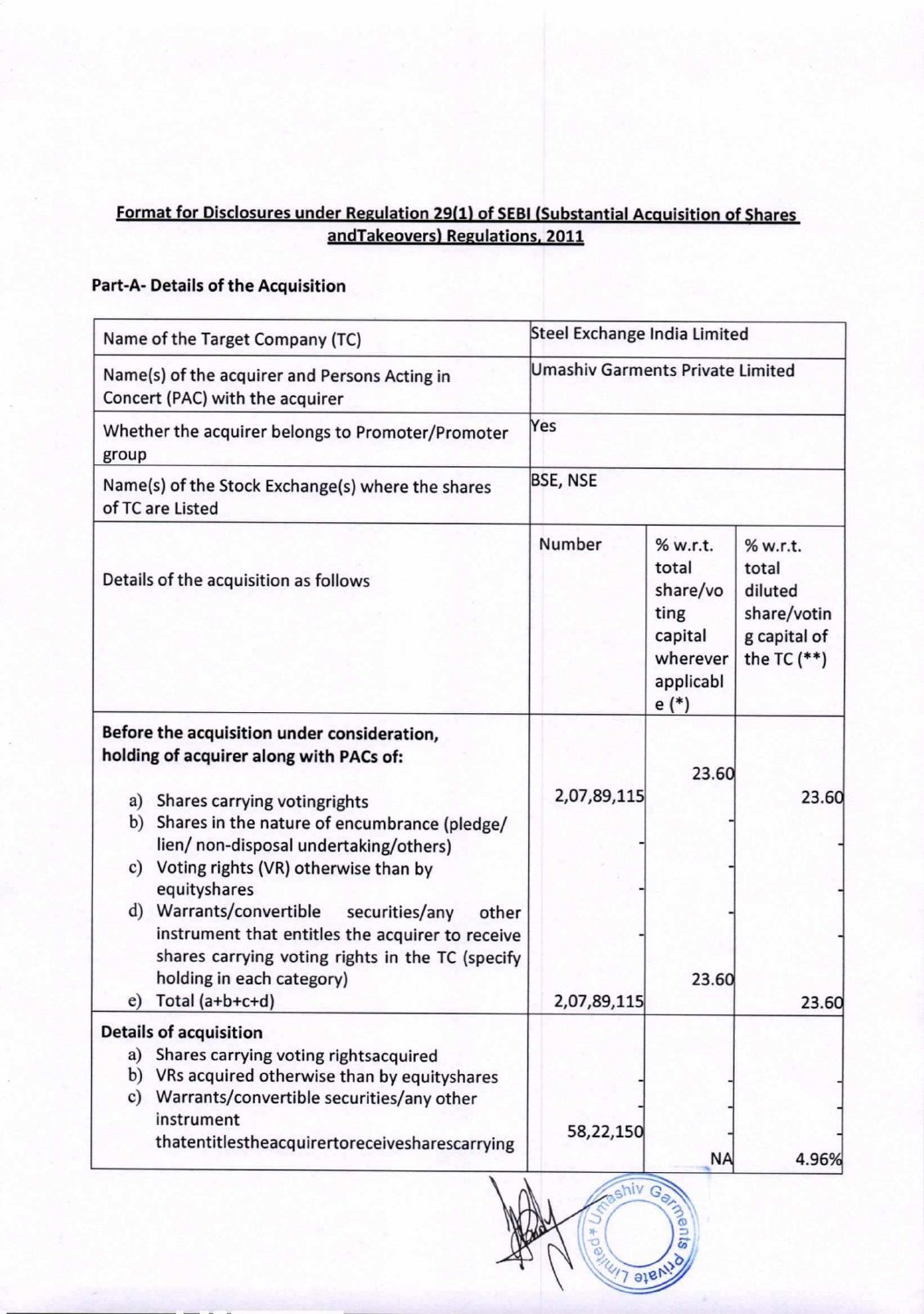**Format for Disclosures under Regulation 29(1) of SEBI (Substantial Acquisition of Shares andTakeovers) Regulations, 2011**

**Part-A- Details of the Acquisition**

| Name of the Target Company (TC) | Steel Exchange India Limited | | |
|---|---|---|---|
| Name(s) of the acquirer and Persons Acting in Concert (PAC) with the acquirer | Umashiv Garments Private Limited | | |
| Whether the acquirer belongs to Promoter/Promoter group | Yes | | |
| Name(s) of the Stock Exchange(s) where the shares of TC are Listed | BSE, NSE | | |
| Details of the acquisition as follows | Number | % w.r.t. total share/voting capital wherever applicable (*) | % w.r.t. total diluted share/voting capital of the TC (**) |
| **Before the acquisition under consideration, holding of acquirer along with PACs of:** | | | |
| a) Shares carrying votingrights | 2,07,89,115 | 23.60 | 23.60 |
| b) Shares in the nature of encumbrance (pledge/ lien/ non-disposal undertaking/others) | - | - | - |
| c) Voting rights (VR) otherwise than by equityshares | - | - | - |
| d) Warrants/convertible securities/any other instrument that entitles the acquirer to receive shares carrying voting rights in the TC (specify holding in each category) | - | - | - |
| e) Total (a+b+c+d) | 2,07,89,115 | 23.60 | 23.60 |
| **Details of acquisition** | | | |
| a) Shares carrying voting rightsacquired | - | - | - |
| b) VRs acquired otherwise than by equityshares | - | - | - |
| c) Warrants/convertible securities/any other instrument thatentitlestheacquirertoreceivesharescarrying | 58,22,150 | NA | 4.96% |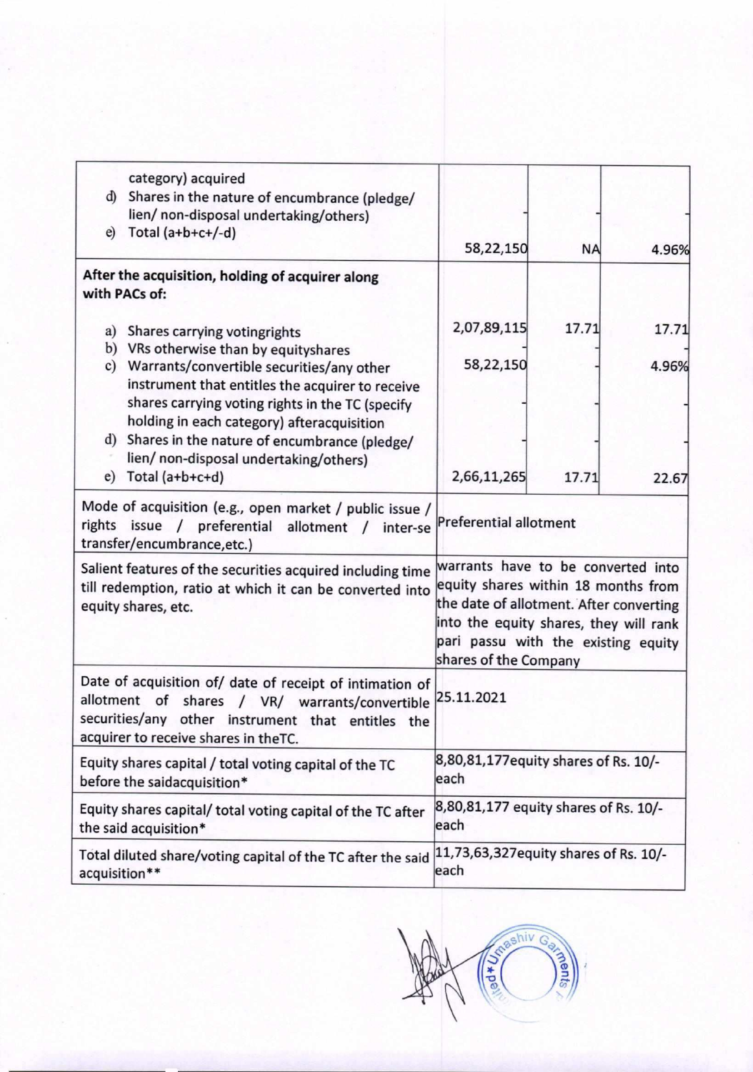| | | | |
|---|---|---|---|
| category) acquired<br>d) Shares in the nature of encumbrance (pledge/ lien/ non-disposal undertaking/others)<br>e) Total (a+b+c+/-d) | -<br>58,22,150 | -<br>NA | -<br>4.96% |
| **After the acquisition, holding of acquirer along with PACs of:** | | | |
| a) Shares carrying votingrights | 2,07,89,115 | 17.71 | 17.71 |
| b) VRs otherwise than by equityshares | - | - | - |
| c) Warrants/convertible securities/any other instrument that entitles the acquirer to receive shares carrying voting rights in the TC (specify holding in each category) afteracquisition | 58,22,150 | - | 4.96% |
| d) Shares in the nature of encumbrance (pledge/ lien/ non-disposal undertaking/others) | - | - | - |
| e) Total (a+b+c+d) | 2,66,11,265 | 17.71 | 22.67 |
| Mode of acquisition (e.g., open market / public issue / rights issue / preferential allotment / inter-se transfer/encumbrance,etc.) | Preferential allotment | | |
| Salient features of the securities acquired including time till redemption, ratio at which it can be converted into equity shares, etc. | warrants have to be converted into equity shares within 18 months from the date of allotment. After converting into the equity shares, they will rank pari passu with the existing equity shares of the Company | | |
| Date of acquisition of/ date of receipt of intimation of allotment of shares / VR/ warrants/convertible securities/any other instrument that entitles the acquirer to receive shares in theTC. | 25.11.2021 | | |
| Equity shares capital / total voting capital of the TC before the saidacquisition* | 8,80,81,177equity shares of Rs. 10/- each | | |
| Equity shares capital/ total voting capital of the TC after the said acquisition* | 8,80,81,177 equity shares of Rs. 10/- each | | |
| Total diluted share/voting capital of the TC after the said acquisition** | 11,73,63,327equity shares of Rs. 10/- each | | |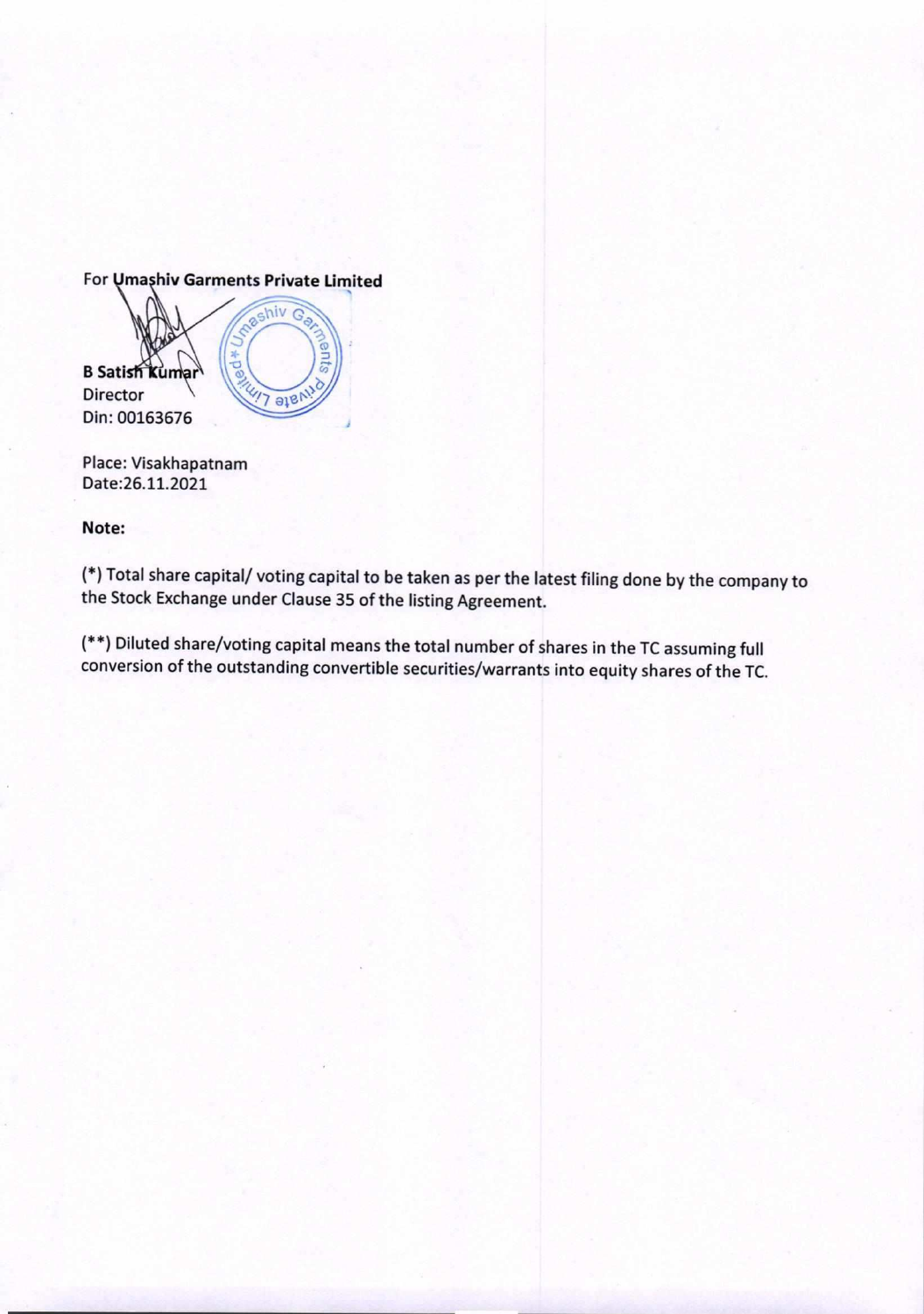**For Umashiv Garments Private Limited**

**B Satish Kumar**
Director
Din: 00163676

Place: Visakhapatnam
Date:26.11.2021

**Note:**

(*) Total share capital/ voting capital to be taken as per the latest filing done by the company to the Stock Exchange under Clause 35 of the listing Agreement.

(**) Diluted share/voting capital means the total number of shares in the TC assuming full conversion of the outstanding convertible securities/warrants into equity shares of the TC.